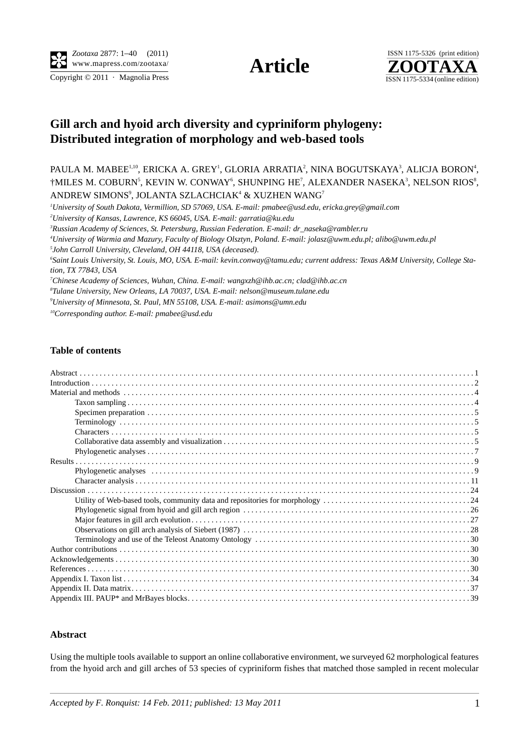**Article**

# Gill arch and hyoid arch diversity and cypriniform phylogeny: Distributed integration of morphology and web-based tools

PAULA M. MABEE[1,10], ERICKA A. GREY[1], GLORIA ARRATIA[2], NINA BOGUTSKAYA[3], ALICJA BORON[4], †MILES M. COBURN[5], KEVIN W. CONWAY[6], SHUNPING HE[7], ALEXANDER NASEKA[3], NELSON RIOS[8], ANDREW SIMONS[9], JOLANTA SZLACHCIAK[4] & XUZHEN WANG[7]

[1]*University of South Dakota, Vermillion, SD 57069, USA. E-mail: pmabee@usd.edu, ericka.grey@gmail.com*

[2]*University of Kansas, Lawrence, KS 66045, USA. E-mail: garratia@ku.edu*

[3]*Russian Academy of Sciences, St. Petersburg, Russian Federation. E-mail: dr_naseka@rambler.ru*

[4]*University of Warmia and Mazury, Faculty of Biology Olsztyn, Poland. E-mail: jolasz@uwm.edu.pl; alibo@uwm.edu.pl*

[5]*John Carroll University, Cleveland, OH 44118, USA (deceased).*

[6]*Saint Louis University, St. Louis, MO, USA. E-mail: kevin.conway@tamu.edu; current address: Texas A&M University, College Station, TX 77843, USA*

[7]*Chinese Academy of Sciences, Wuhan, China. E-mail: wangxzh@ihb.ac.cn; clad@ihb.ac.cn*

[8]*Tulane University, New Orleans, LA 70037, USA. E-mail: nelson@museum.tulane.edu*

[9]*University of Minnesota, St. Paul, MN 55108, USA. E-mail: asimons@umn.edu*

[10]*Corresponding author. E-mail: pmabee@usd.edu*

## Table of contents

- Abstract . . . 1
- Introduction . . . 2
- Material and methods . . . 4
  - Taxon sampling . . . 4
  - Specimen preparation . . . 5
  - Terminology . . . 5
  - Characters . . . 5
  - Collaborative data assembly and visualization . . . 5
  - Phylogenetic analyses . . . 7
- Results . . . 9
  - Phylogenetic analyses . . . 9
  - Character analysis . . . 11
- Discussion . . . 24
  - Utility of Web-based tools, community data and repositories for morphology . . . 24
  - Phylogenetic signal from hyoid and gill arch region . . . 26
  - Major features in gill arch evolution . . . 27
  - Observations on gill arch analysis of Siebert (1987) . . . 28
  - Terminology and use of the Teleost Anatomy Ontology . . . 30
- Author contributions . . . 30
- Acknowledgements . . . 30
- References . . . 30
- Appendix I. Taxon list . . . 34
- Appendix II. Data matrix . . . 37
- Appendix III. PAUP* and MrBayes blocks . . . 39

## Abstract

Using the multiple tools available to support an online collaborative environment, we surveyed 62 morphological features from the hyoid arch and gill arches of 53 species of cypriniform fishes that matched those sampled in recent molecular

*Accepted by F. Ronquist: 14 Feb. 2011; published: 13 May 2011*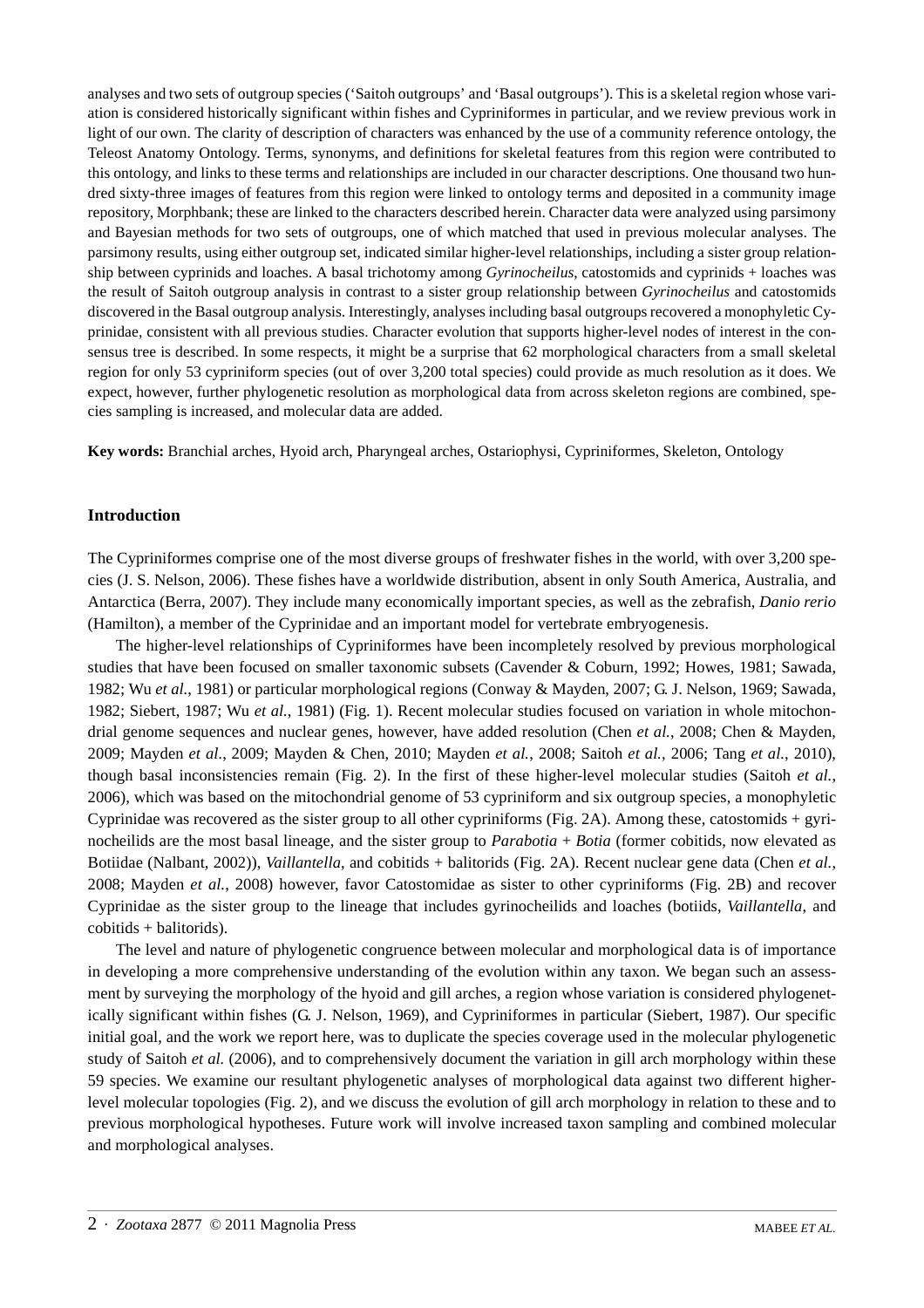analyses and two sets of outgroup species ('Saitoh outgroups' and 'Basal outgroups'). This is a skeletal region whose variation is considered historically significant within fishes and Cypriniformes in particular, and we review previous work in light of our own. The clarity of description of characters was enhanced by the use of a community reference ontology, the Teleost Anatomy Ontology. Terms, synonyms, and definitions for skeletal features from this region were contributed to this ontology, and links to these terms and relationships are included in our character descriptions. One thousand two hundred sixty-three images of features from this region were linked to ontology terms and deposited in a community image repository, Morphbank; these are linked to the characters described herein. Character data were analyzed using parsimony and Bayesian methods for two sets of outgroups, one of which matched that used in previous molecular analyses. The parsimony results, using either outgroup set, indicated similar higher-level relationships, including a sister group relationship between cyprinids and loaches. A basal trichotomy among *Gyrinocheilus*, catostomids and cyprinids + loaches was the result of Saitoh outgroup analysis in contrast to a sister group relationship between *Gyrinocheilus* and catostomids discovered in the Basal outgroup analysis. Interestingly, analyses including basal outgroups recovered a monophyletic Cyprinidae, consistent with all previous studies. Character evolution that supports higher-level nodes of interest in the consensus tree is described. In some respects, it might be a surprise that 62 morphological characters from a small skeletal region for only 53 cypriniform species (out of over 3,200 total species) could provide as much resolution as it does. We expect, however, further phylogenetic resolution as morphological data from across skeleton regions are combined, species sampling is increased, and molecular data are added.

**Key words:** Branchial arches, Hyoid arch, Pharyngeal arches, Ostariophysi, Cypriniformes, Skeleton, Ontology

## Introduction

The Cypriniformes comprise one of the most diverse groups of freshwater fishes in the world, with over 3,200 species (J. S. Nelson, 2006). These fishes have a worldwide distribution, absent in only South America, Australia, and Antarctica (Berra, 2007). They include many economically important species, as well as the zebrafish, *Danio rerio* (Hamilton), a member of the Cyprinidae and an important model for vertebrate embryogenesis.

The higher-level relationships of Cypriniformes have been incompletely resolved by previous morphological studies that have been focused on smaller taxonomic subsets (Cavender & Coburn, 1992; Howes, 1981; Sawada, 1982; Wu *et al.*, 1981) or particular morphological regions (Conway & Mayden, 2007; G. J. Nelson, 1969; Sawada, 1982; Siebert, 1987; Wu *et al.*, 1981) (Fig. 1). Recent molecular studies focused on variation in whole mitochondrial genome sequences and nuclear genes, however, have added resolution (Chen *et al.*, 2008; Chen & Mayden, 2009; Mayden *et al.*, 2009; Mayden & Chen, 2010; Mayden *et al.*, 2008; Saitoh *et al.*, 2006; Tang *et al.*, 2010), though basal inconsistencies remain (Fig. 2). In the first of these higher-level molecular studies (Saitoh *et al.*, 2006), which was based on the mitochondrial genome of 53 cypriniform and six outgroup species, a monophyletic Cyprinidae was recovered as the sister group to all other cypriniforms (Fig. 2A). Among these, catostomids + gyrinocheilids are the most basal lineage, and the sister group to *Parabotia* + *Botia* (former cobitids, now elevated as Botiidae (Nalbant, 2002)), *Vaillantella*, and cobitids + balitorids (Fig. 2A). Recent nuclear gene data (Chen *et al.*, 2008; Mayden *et al.*, 2008) however, favor Catostomidae as sister to other cypriniforms (Fig. 2B) and recover Cyprinidae as the sister group to the lineage that includes gyrinocheilids and loaches (botiids, *Vaillantella*, and cobitids + balitorids).

The level and nature of phylogenetic congruence between molecular and morphological data is of importance in developing a more comprehensive understanding of the evolution within any taxon. We began such an assessment by surveying the morphology of the hyoid and gill arches, a region whose variation is considered phylogenetically significant within fishes (G. J. Nelson, 1969), and Cypriniformes in particular (Siebert, 1987). Our specific initial goal, and the work we report here, was to duplicate the species coverage used in the molecular phylogenetic study of Saitoh *et al.* (2006), and to comprehensively document the variation in gill arch morphology within these 59 species. We examine our resultant phylogenetic analyses of morphological data against two different higher-level molecular topologies (Fig. 2), and we discuss the evolution of gill arch morphology in relation to these and to previous morphological hypotheses. Future work will involve increased taxon sampling and combined molecular and morphological analyses.